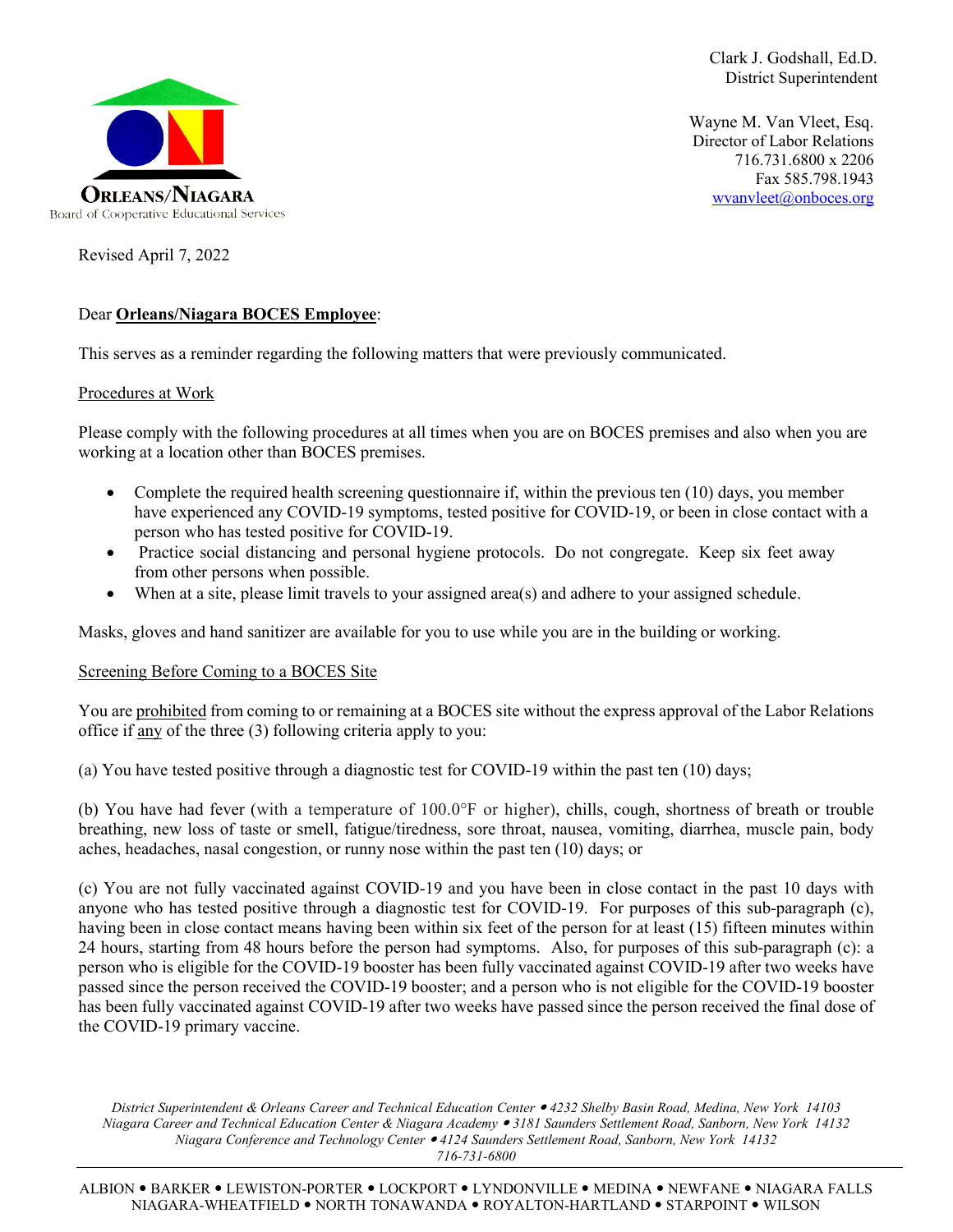**ORLEANS/NIAGARA**
Board of Cooperative Educational Services

Clark J. Godshall, Ed.D.
District Superintendent

Wayne M. Van Vleet, Esq.
Director of Labor Relations
716.731.6800 x 2206
Fax 585.798.1943
wvanvleet@onboces.org

Revised April 7, 2022

Dear **Orleans/Niagara BOCES Employee**:

This serves as a reminder regarding the following matters that were previously communicated.

Procedures at Work

Please comply with the following procedures at all times when you are on BOCES premises and also when you are working at a location other than BOCES premises.

- Complete the required health screening questionnaire if, within the previous ten (10) days, you member have experienced any COVID-19 symptoms, tested positive for COVID-19, or been in close contact with a person who has tested positive for COVID-19.
- Practice social distancing and personal hygiene protocols. Do not congregate. Keep six feet away from other persons when possible.
- When at a site, please limit travels to your assigned area(s) and adhere to your assigned schedule.

Masks, gloves and hand sanitizer are available for you to use while you are in the building or working.

Screening Before Coming to a BOCES Site

You are prohibited from coming to or remaining at a BOCES site without the express approval of the Labor Relations office if any of the three (3) following criteria apply to you:

(a) You have tested positive through a diagnostic test for COVID-19 within the past ten (10) days;

(b) You have had fever (with a temperature of 100.0°F or higher), chills, cough, shortness of breath or trouble breathing, new loss of taste or smell, fatigue/tiredness, sore throat, nausea, vomiting, diarrhea, muscle pain, body aches, headaches, nasal congestion, or runny nose within the past ten (10) days; or

(c) You are not fully vaccinated against COVID-19 and you have been in close contact in the past 10 days with anyone who has tested positive through a diagnostic test for COVID-19. For purposes of this sub-paragraph (c), having been in close contact means having been within six feet of the person for at least (15) fifteen minutes within 24 hours, starting from 48 hours before the person had symptoms. Also, for purposes of this sub-paragraph (c): a person who is eligible for the COVID-19 booster has been fully vaccinated against COVID-19 after two weeks have passed since the person received the COVID-19 booster; and a person who is not eligible for the COVID-19 booster has been fully vaccinated against COVID-19 after two weeks have passed since the person received the final dose of the COVID-19 primary vaccine.

*District Superintendent & Orleans Career and Technical Education Center • 4232 Shelby Basin Road, Medina, New York 14103*
*Niagara Career and Technical Education Center & Niagara Academy • 3181 Saunders Settlement Road, Sanborn, New York 14132*
*Niagara Conference and Technology Center • 4124 Saunders Settlement Road, Sanborn, New York 14132*
*716-731-6800*

ALBION • BARKER • LEWISTON-PORTER • LOCKPORT • LYNDONVILLE • MEDINA • NEWFANE • NIAGARA FALLS
NIAGARA-WHEATFIELD • NORTH TONAWANDA • ROYALTON-HARTLAND • STARPOINT • WILSON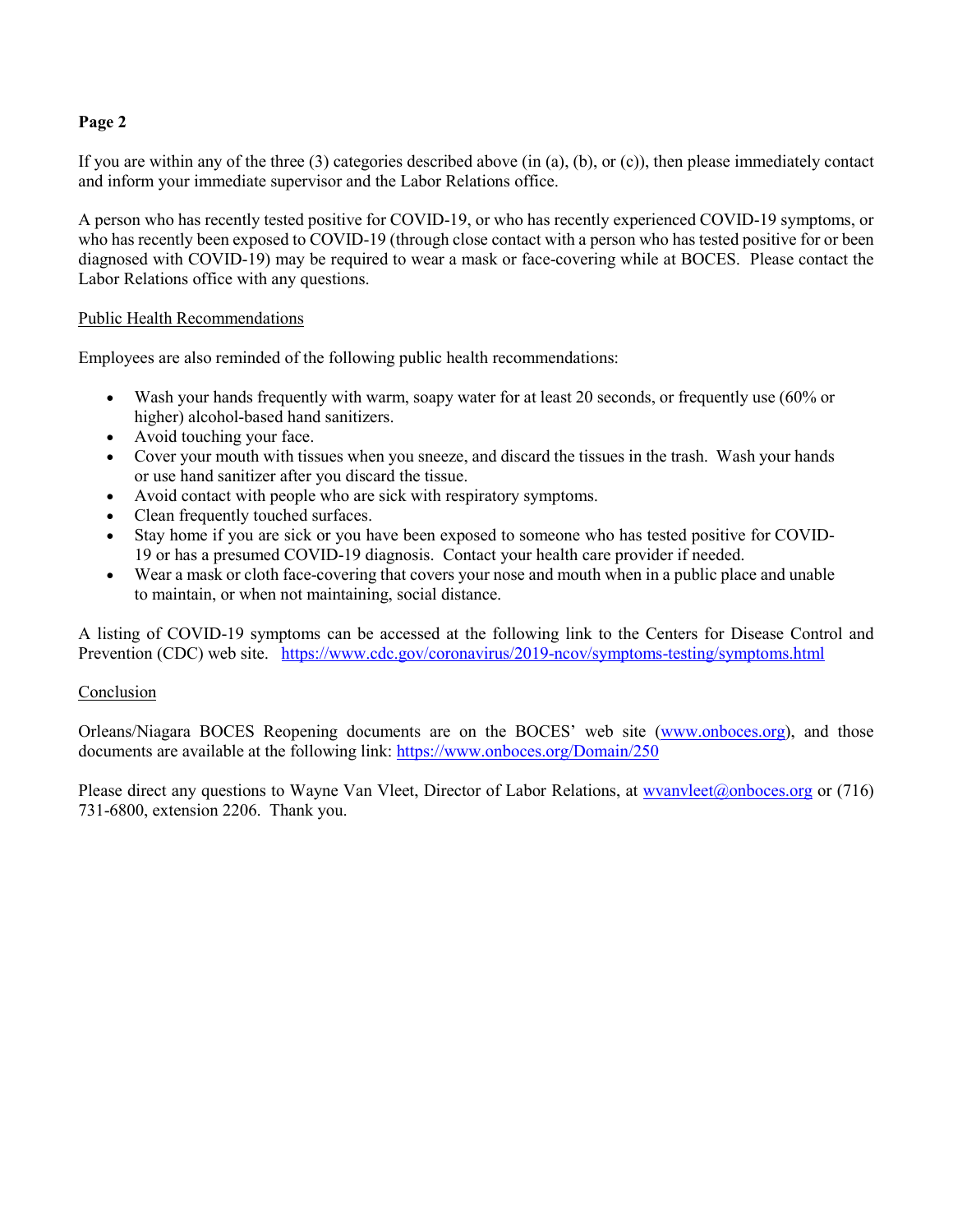**Page 2**

If you are within any of the three (3) categories described above (in (a), (b), or (c)), then please immediately contact and inform your immediate supervisor and the Labor Relations office.

A person who has recently tested positive for COVID-19, or who has recently experienced COVID-19 symptoms, or who has recently been exposed to COVID-19 (through close contact with a person who has tested positive for or been diagnosed with COVID-19) may be required to wear a mask or face-covering while at BOCES. Please contact the Labor Relations office with any questions.

Public Health Recommendations

Employees are also reminded of the following public health recommendations:

- Wash your hands frequently with warm, soapy water for at least 20 seconds, or frequently use (60% or higher) alcohol-based hand sanitizers.
- Avoid touching your face.
- Cover your mouth with tissues when you sneeze, and discard the tissues in the trash. Wash your hands or use hand sanitizer after you discard the tissue.
- Avoid contact with people who are sick with respiratory symptoms.
- Clean frequently touched surfaces.
- Stay home if you are sick or you have been exposed to someone who has tested positive for COVID-19 or has a presumed COVID-19 diagnosis. Contact your health care provider if needed.
- Wear a mask or cloth face-covering that covers your nose and mouth when in a public place and unable to maintain, or when not maintaining, social distance.

A listing of COVID-19 symptoms can be accessed at the following link to the Centers for Disease Control and Prevention (CDC) web site. https://www.cdc.gov/coronavirus/2019-ncov/symptoms-testing/symptoms.html

Conclusion

Orleans/Niagara BOCES Reopening documents are on the BOCES' web site (www.onboces.org), and those documents are available at the following link: https://www.onboces.org/Domain/250

Please direct any questions to Wayne Van Vleet, Director of Labor Relations, at wvanvleet@onboces.org or (716) 731-6800, extension 2206. Thank you.